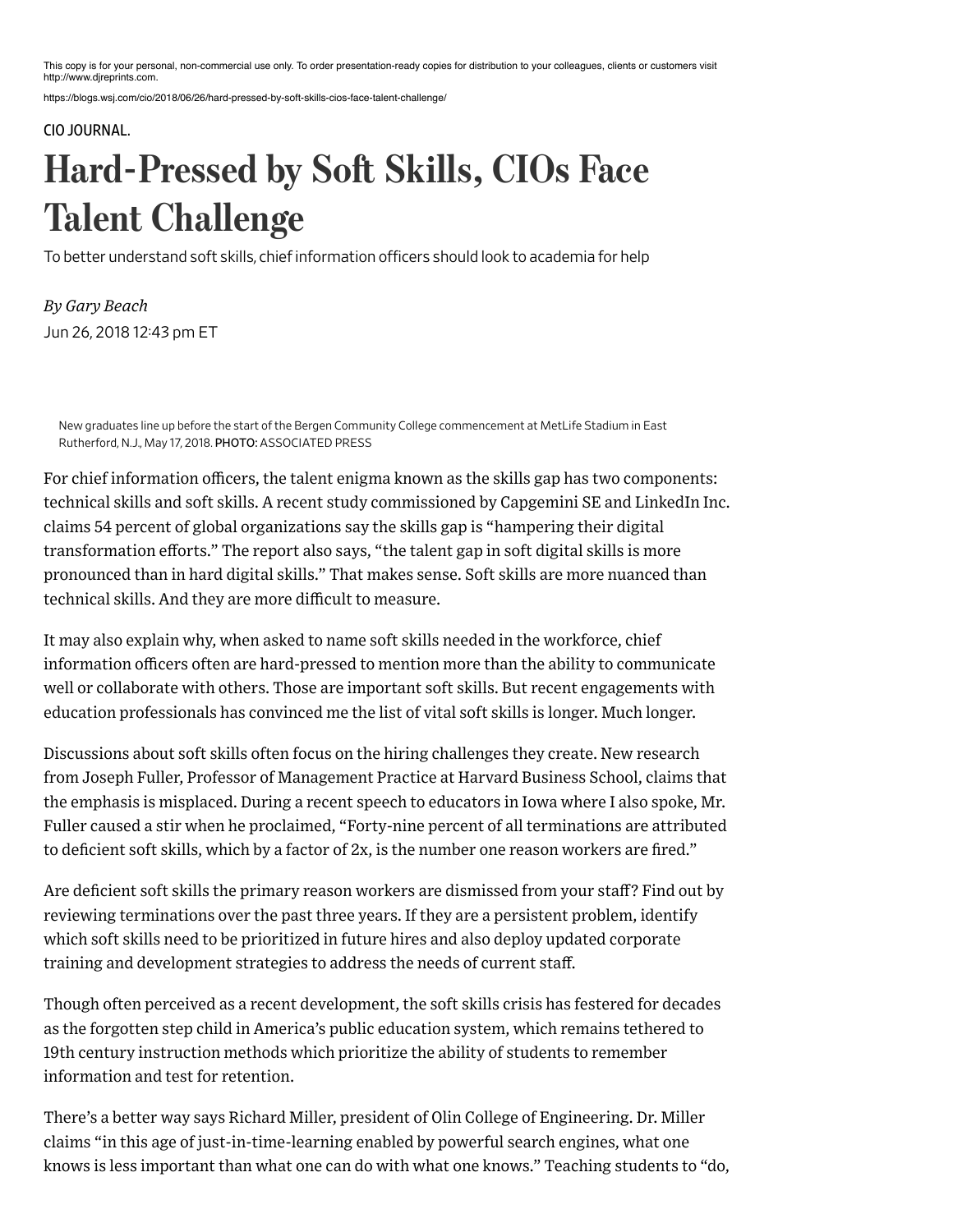This copy is for your personal, non-commercial use only. To order presentation-ready copies for distribution to your colleagues, clients or customers visit http://www.djreprints.com.

https://blogs.wsj.com/cio/2018/06/26/hard-pressed-by-soft-skills-cios-face-talent-challenge/

CIO JOURNAL.

# Hard-Pressed by Soft Skills, CIOs Face Talent Challenge

To better understand soft skills, chief information officers should look to academia for help

*By Gary Beach*

Jun 26, 2018 12:43 pm ET

New graduates line up before the start of the Bergen Community College commencement at MetLife Stadium in East Rutherford, N.J., May 17, 2018. PHOTO: ASSOCIATED PRESS

For chief information officers, the talent enigma known as the skills gap has two components: technical skills and soft skills. A recent study commissioned by Capgemini SE and LinkedIn Inc. claims 54 percent of global organizations say the skills gap is "hampering their digital transformation efforts." The report also says, "the talent gap in soft digital skills is more pronounced than in hard digital skills." That makes sense. Soft skills are more nuanced than technical skills. And they are more difficult to measure.

It may also explain why, when asked to name soft skills needed in the workforce, chief information officers often are hard-pressed to mention more than the ability to communicate well or collaborate with others. Those are important soft skills. But recent engagements with education professionals has convinced me the list of vital soft skills is longer. Much longer.

Discussions about soft skills often focus on the hiring challenges they create. New research from Joseph Fuller, Professor of Management Practice at Harvard Business School, claims that the emphasis is misplaced. During a recent speech to educators in Iowa where I also spoke, Mr. Fuller caused a stir when he proclaimed, "Forty-nine percent of all terminations are attributed to deficient soft skills, which by a factor of 2x, is the number one reason workers are fired."

Are deficient soft skills the primary reason workers are dismissed from your staff? Find out by reviewing terminations over the past three years. If they are a persistent problem, identify which soft skills need to be prioritized in future hires and also deploy updated corporate training and development strategies to address the needs of current staff.

Though often perceived as a recent development, the soft skills crisis has festered for decades as the forgotten step child in America's public education system, which remains tethered to 19th century instruction methods which prioritize the ability of students to remember information and test for retention.

There's a better way says Richard Miller, president of Olin College of Engineering. Dr. Miller claims "in this age of just-in-time-learning enabled by powerful search engines, what one knows is less important than what one can do with what one knows." Teaching students to "do,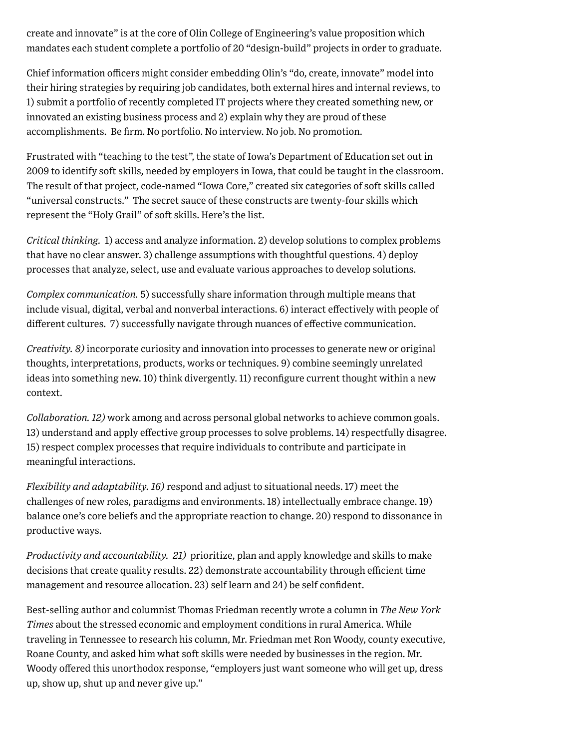create and innovate" is at the core of Olin College of Engineering's value proposition which mandates each student complete a portfolio of 20 "design-build" projects in order to graduate.

Chief information officers might consider embedding Olin's "do, create, innovate" model into their hiring strategies by requiring job candidates, both external hires and internal reviews, to 1) submit a portfolio of recently completed IT projects where they created something new, or innovated an existing business process and 2) explain why they are proud of these accomplishments. Be firm. No portfolio. No interview. No job. No promotion.

Frustrated with "teaching to the test", the state of Iowa's Department of Education set out in 2009 to identify soft skills, needed by employers in Iowa, that could be taught in the classroom. The result of that project, code-named "Iowa Core," created six categories of soft skills called "universal constructs." The secret sauce of these constructs are twenty-four skills which represent the "Holy Grail" of soft skills. Here's the list.

*Critical thinking.* 1) access and analyze information. 2) develop solutions to complex problems that have no clear answer. 3) challenge assumptions with thoughtful questions. 4) deploy processes that analyze, select, use and evaluate various approaches to develop solutions.

*Complex communication.* 5) successfully share information through multiple means that include visual, digital, verbal and nonverbal interactions. 6) interact effectively with people of different cultures. 7) successfully navigate through nuances of effective communication.

*Creativity. 8)* incorporate curiosity and innovation into processes to generate new or original thoughts, interpretations, products, works or techniques. 9) combine seemingly unrelated ideas into something new. 10) think divergently. 11) reconfigure current thought within a new context.

*Collaboration. 12)* work among and across personal global networks to achieve common goals. 13) understand and apply effective group processes to solve problems. 14) respectfully disagree. 15) respect complex processes that require individuals to contribute and participate in meaningful interactions.

*Flexibility and adaptability. 16)* respond and adjust to situational needs. 17) meet the challenges of new roles, paradigms and environments. 18) intellectually embrace change. 19) balance one's core beliefs and the appropriate reaction to change. 20) respond to dissonance in productive ways.

*Productivity and accountability. 21)* prioritize, plan and apply knowledge and skills to make decisions that create quality results. 22) demonstrate accountability through efficient time management and resource allocation. 23) self learn and 24) be self confident.

Best-selling author and columnist Thomas Friedman recently wrote a column in *The New York Times* about the stressed economic and employment conditions in rural America. While traveling in Tennessee to research his column, Mr. Friedman met Ron Woody, county executive, Roane County, and asked him what soft skills were needed by businesses in the region. Mr. Woody offered this unorthodox response, "employers just want someone who will get up, dress up, show up, shut up and never give up."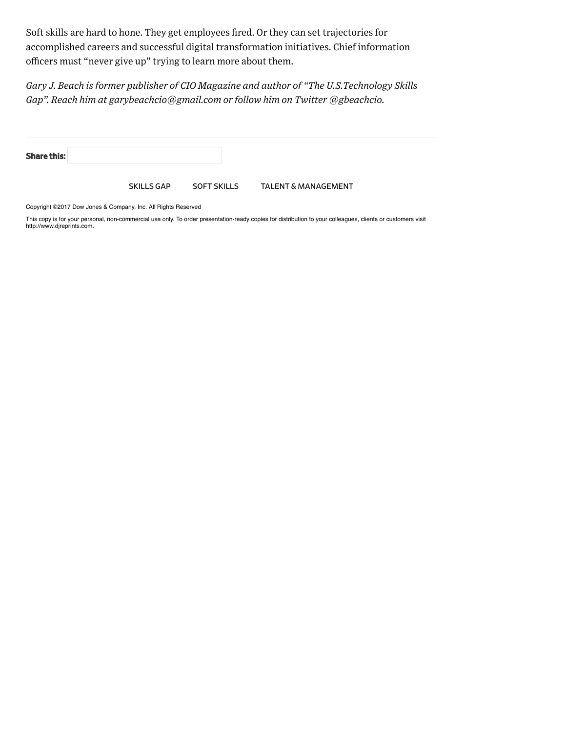Soft skills are hard to hone. They get employees fired. Or they can set trajectories for accomplished careers and successful digital transformation initiatives. Chief information officers must "never give up" trying to learn more about them.

*Gary J. Beach is former publisher of CIO Magazine and author of "The U.S.Technology Skills Gap". Reach him at garybeachcio@gmail.com or follow him on Twitter @gbeachcio.*

**Share this:**

SKILLS GAP    SOFT SKILLS    TALENT & MANAGEMENT

Copyright ©2017 Dow Jones & Company, Inc. All Rights Reserved

This copy is for your personal, non-commercial use only. To order presentation-ready copies for distribution to your colleagues, clients or customers visit http://www.djreprints.com.